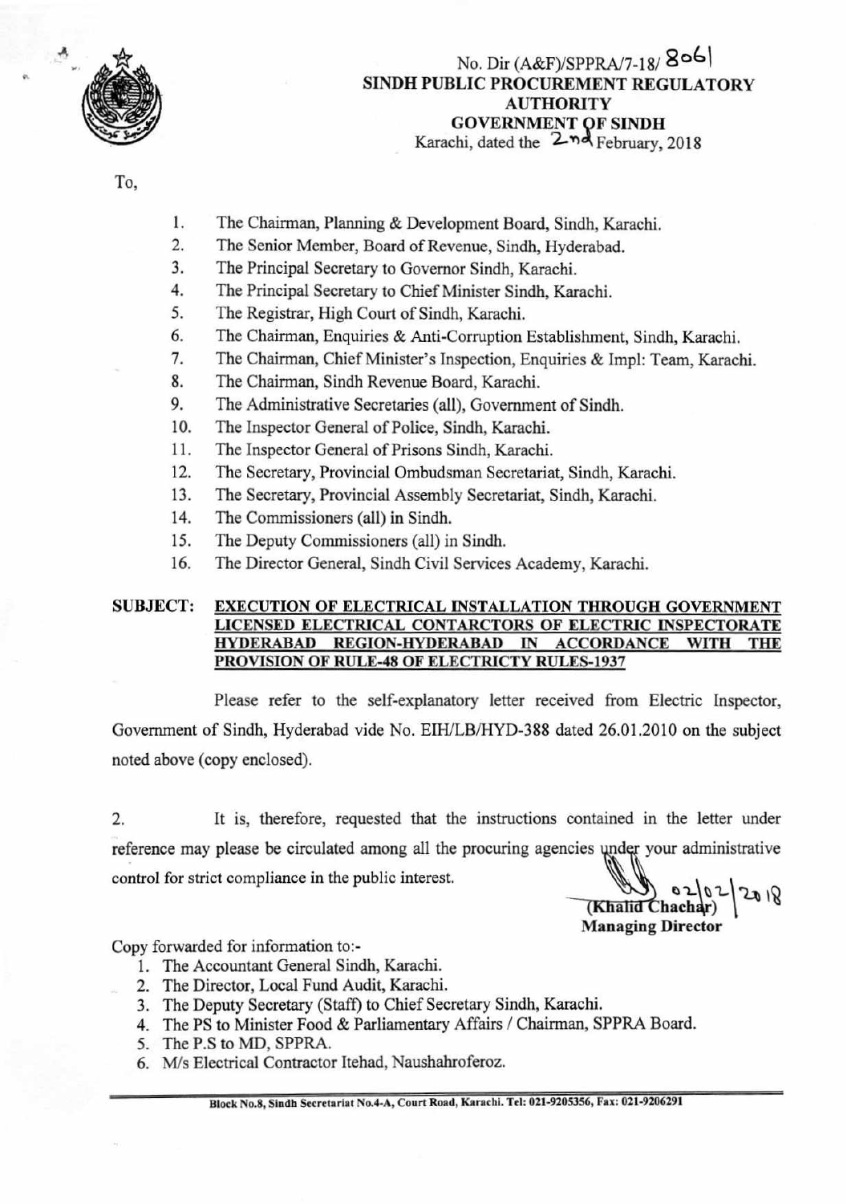No. Dir (A&F)/SPPRA/7-18/ 8061

**SINDH PUBLIC PROCUREMENT REGULATORY AUTHORITY**
**GOVERNMENT OF SINDH**

Karachi, dated the 2nd February, 2018

To,

1. The Chairman, Planning & Development Board, Sindh, Karachi.
2. The Senior Member, Board of Revenue, Sindh, Hyderabad.
3. The Principal Secretary to Governor Sindh, Karachi.
4. The Principal Secretary to Chief Minister Sindh, Karachi.
5. The Registrar, High Court of Sindh, Karachi.
6. The Chairman, Enquiries & Anti-Corruption Establishment, Sindh, Karachi.
7. The Chairman, Chief Minister's Inspection, Enquiries & Impl: Team, Karachi.
8. The Chairman, Sindh Revenue Board, Karachi.
9. The Administrative Secretaries (all), Government of Sindh.
10. The Inspector General of Police, Sindh, Karachi.
11. The Inspector General of Prisons Sindh, Karachi.
12. The Secretary, Provincial Ombudsman Secretariat, Sindh, Karachi.
13. The Secretary, Provincial Assembly Secretariat, Sindh, Karachi.
14. The Commissioners (all) in Sindh.
15. The Deputy Commissioners (all) in Sindh.
16. The Director General, Sindh Civil Services Academy, Karachi.

**SUBJECT: EXECUTION OF ELECTRICAL INSTALLATION THROUGH GOVERNMENT LICENSED ELECTRICAL CONTARCTORS OF ELECTRIC INSPECTORATE HYDERABAD REGION-HYDERABAD IN ACCORDANCE WITH THE PROVISION OF RULE-48 OF ELECTRICTY RULES-1937**

Please refer to the self-explanatory letter received from Electric Inspector, Government of Sindh, Hyderabad vide No. EIH/LB/HYD-388 dated 26.01.2010 on the subject noted above (copy enclosed).

2. It is, therefore, requested that the instructions contained in the letter under reference may please be circulated among all the procuring agencies under your administrative control for strict compliance in the public interest.

02/02/2018

**(Khalid Chachar)**
**Managing Director**

Copy forwarded for information to:-

1. The Accountant General Sindh, Karachi.
2. The Director, Local Fund Audit, Karachi.
3. The Deputy Secretary (Staff) to Chief Secretary Sindh, Karachi.
4. The PS to Minister Food & Parliamentary Affairs / Chairman, SPPRA Board.
5. The P.S to MD, SPPRA.
6. M/s Electrical Contractor Itehad, Naushahroferoz.

Block No.8, Sindh Secretariat No.4-A, Court Road, Karachi. Tel: 021-9205356, Fax: 021-9206291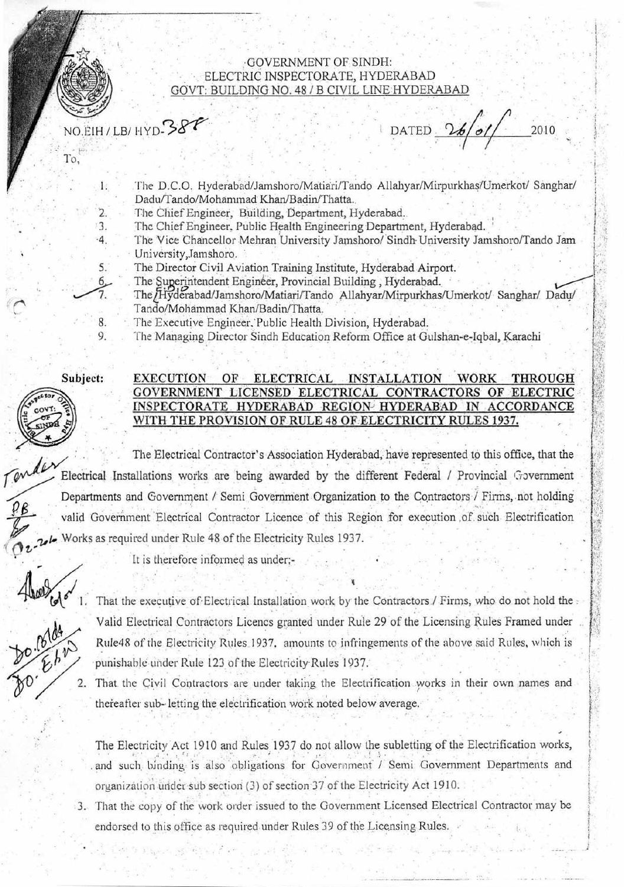GOVERNMENT OF SINDH:
ELECTRIC INSPECTORATE, HYDERABAD
GOVT: BUILDING NO. 48 / B CIVIL LINE HYDERABAD

NO.EIH / LB/ HYD-388 DATED 26/01/ 2010

To,

1. The D.C.O. Hyderabad/Jamshoro/Matiari/Tando Allahyar/Mirpurkhas/Umerkot/ Sanghar/ Dadu/Tando/Mohammad Khan/Badin/Thatta.
2. The Chief Engineer, Building, Department, Hyderabad.
3. The Chief Engineer, Public Health Engineering Department, Hyderabad.
4. The Vice Chancellor Mehran University Jamshoro/ Sindh University Jamshoro/Tando Jam University, Jamshoro.
5. The Director Civil Aviation Training Institute, Hyderabad Airport.
6. The Superintendent Engineer, Provincial Building, Hyderabad.
7. The Hyderabad/Jamshoro/Matiari/Tando Allahyar/Mirpurkhas/Umerkot/ Sanghar/ Dadu/ Tando/Mohammad Khan/Badin/Thatta.
8. The Executive Engineer, Public Health Division, Hyderabad.
9. The Managing Director Sindh Education Reform Office at Gulshan-e-Iqbal, Karachi

**Subject: EXECUTION OF ELECTRICAL INSTALLATION WORK THROUGH GOVERNMENT LICENSED ELECTRICAL CONTRACTORS OF ELECTRIC INSPECTORATE HYDERABAD REGION HYDERABAD IN ACCORDANCE WITH THE PROVISION OF RULE 48 OF ELECTRICITY RULES 1937.**

The Electrical Contractor's Association Hyderabad, have represented to this office, that the Electrical Installations works are being awarded by the different Federal / Provincial Government Departments and Government / Semi Government Organization to the Contractors / Firms, not holding valid Government Electrical Contractor Licence of this Region for execution of such Electrification Works as required under Rule 48 of the Electricity Rules 1937.

It is therefore informed as under:-

1. That the executive of Electrical Installation work by the Contractors / Firms, who do not hold the Valid Electrical Contractors Licencs granted under Rule 29 of the Licensing Rules Framed under Rule48 of the Electricity Rules 1937, amounts to infringements of the above said Rules, which is punishable under Rule 123 of the Electricity Rules 1937.
2. That the Civil Contractors are under taking the Electrification works in their own names and thereafter sub-letting the electrification work noted below average.

The Electricity Act 1910 and Rules 1937 do not allow the subletting of the Electrification works, and such binding is also obligations for Government / Semi Government Departments and organization under sub section (3) of section 37 of the Electricity Act 1910.

3. That the copy of the work order issued to the Government Licensed Electrical Contractor may be endorsed to this office as required under Rules 39 of the Licensing Rules.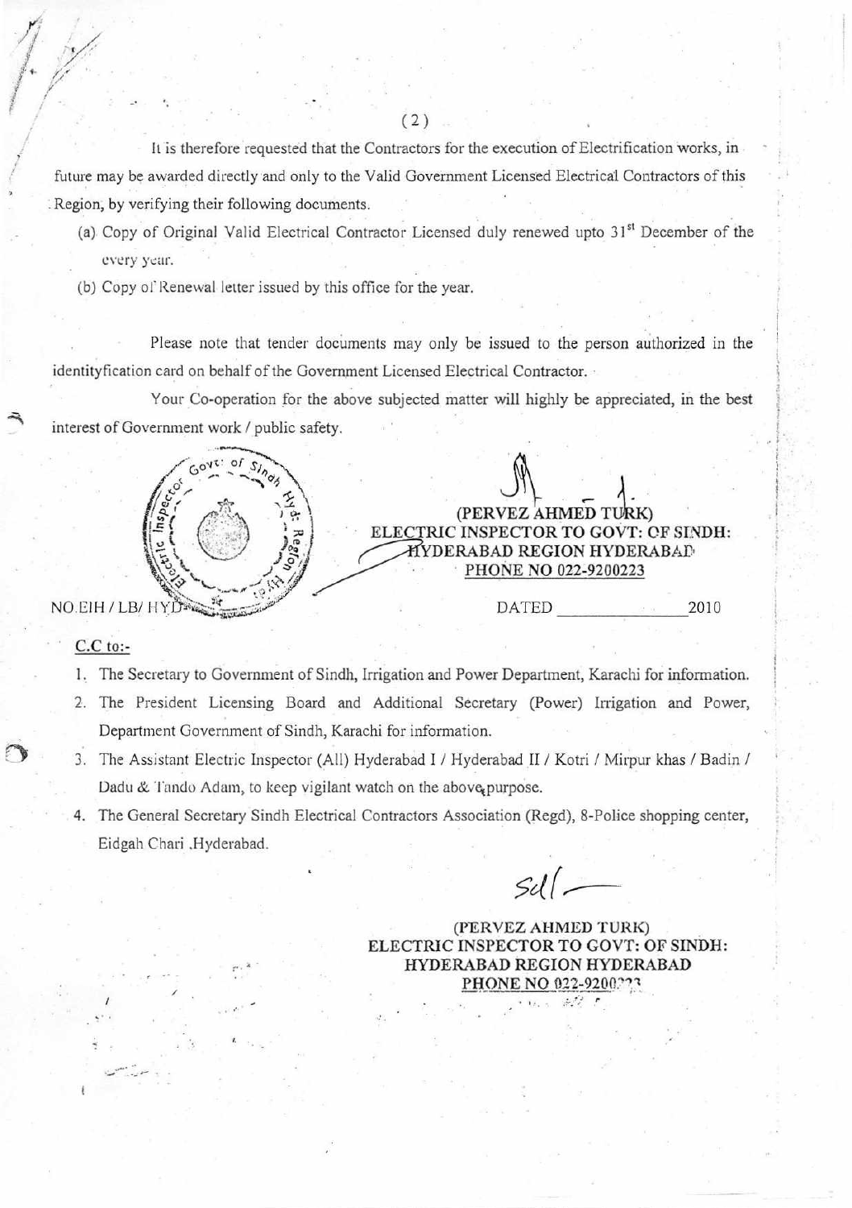It is therefore requested that the Contractors for the execution of Electrification works, in future may be awarded directly and only to the Valid Government Licensed Electrical Contractors of this Region, by verifying their following documents.

(a) Copy of Original Valid Electrical Contractor Licensed duly renewed upto 31st December of the every year.

(b) Copy of Renewal letter issued by this office for the year.

Please note that tender documents may only be issued to the person authorized in the identityfication card on behalf of the Government Licensed Electrical Contractor.

Your Co-operation for the above subjected matter will highly be appreciated, in the best interest of Government work / public safety.

(PERVEZ AHMED TURK)
ELECTRIC INSPECTOR TO GOVT: OF SINDH:
HYDERABAD REGION HYDERABAD
PHONE NO 022-9200223

NO.EIH / LB/ HYD　　　　DATED ＿＿＿＿＿ 2010

C.C to:-

1. The Secretary to Government of Sindh, Irrigation and Power Department, Karachi for information.
2. The President Licensing Board and Additional Secretary (Power) Irrigation and Power, Department Government of Sindh, Karachi for information.
3. The Assistant Electric Inspector (All) Hyderabad I / Hyderabad II / Kotri / Mirpur khas / Badin / Dadu & Tando Adam, to keep vigilant watch on the above purpose.
4. The General Secretary Sindh Electrical Contractors Association (Regd), 8-Police shopping center, Eidgah Chari .Hyderabad.

Sd/-

(PERVEZ AHMED TURK)
ELECTRIC INSPECTOR TO GOVT: OF SINDH:
HYDERABAD REGION HYDERABAD
PHONE NO 022-9200223